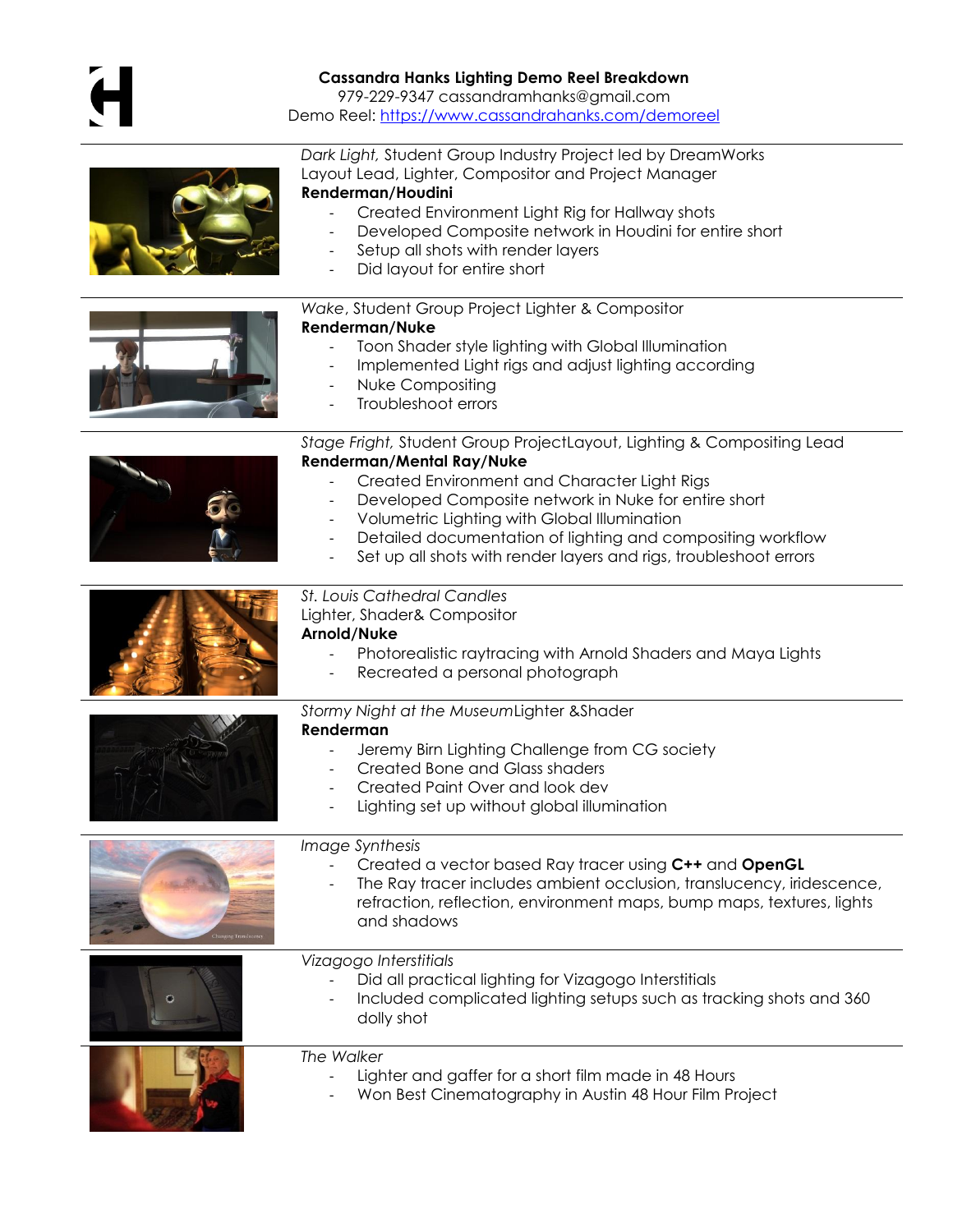# Cassandra Hanks Lighting Demo Reel Breakdown

979-229-9347 cassandramhanks@gmail.com
Demo Reel: [https://www.cassandrahanks.com/demoreel](https://www.cassandrahanks.com/demoreel)

---

*Dark Light,* Student Group Industry Project led by DreamWorks
Layout Lead, Lighter, Compositor and Project Manager
**Renderman/Houdini**

- Created Environment Light Rig for Hallway shots
- Developed Composite network in Houdini for entire short
- Setup all shots with render layers
- Did layout for entire short

---

*Wake*, Student Group Project Lighter & Compositor
**Renderman/Nuke**

- Toon Shader style lighting with Global Illumination
- Implemented Light rigs and adjust lighting according
- Nuke Compositing
- Troubleshoot errors

---

*Stage Fright,* Student Group ProjectLayout, Lighting & Compositing Lead
**Renderman/Mental Ray/Nuke**

- Created Environment and Character Light Rigs
- Developed Composite network in Nuke for entire short
- Volumetric Lighting with Global Illumination
- Detailed documentation of lighting and compositing workflow
- Set up all shots with render layers and rigs, troubleshoot errors

---

*St. Louis Cathedral Candles*
Lighter, Shader& Compositor
**Arnold/Nuke**

- Photorealistic raytracing with Arnold Shaders and Maya Lights
- Recreated a personal photograph

---

*Stormy Night at the Museum*Lighter &Shader
**Renderman**

- Jeremy Birn Lighting Challenge from CG society
- Created Bone and Glass shaders
- Created Paint Over and look dev
- Lighting set up without global illumination

---

*Image Synthesis*

- Created a vector based Ray tracer using **C++** and **OpenGL**
- The Ray tracer includes ambient occlusion, translucency, iridescence, refraction, reflection, environment maps, bump maps, textures, lights and shadows

---

*Vizagogo Interstitials*

- Did all practical lighting for Vizagogo Interstitials
- Included complicated lighting setups such as tracking shots and 360 dolly shot

---

*The Walker*

- Lighter and gaffer for a short film made in 48 Hours
- Won Best Cinematography in Austin 48 Hour Film Project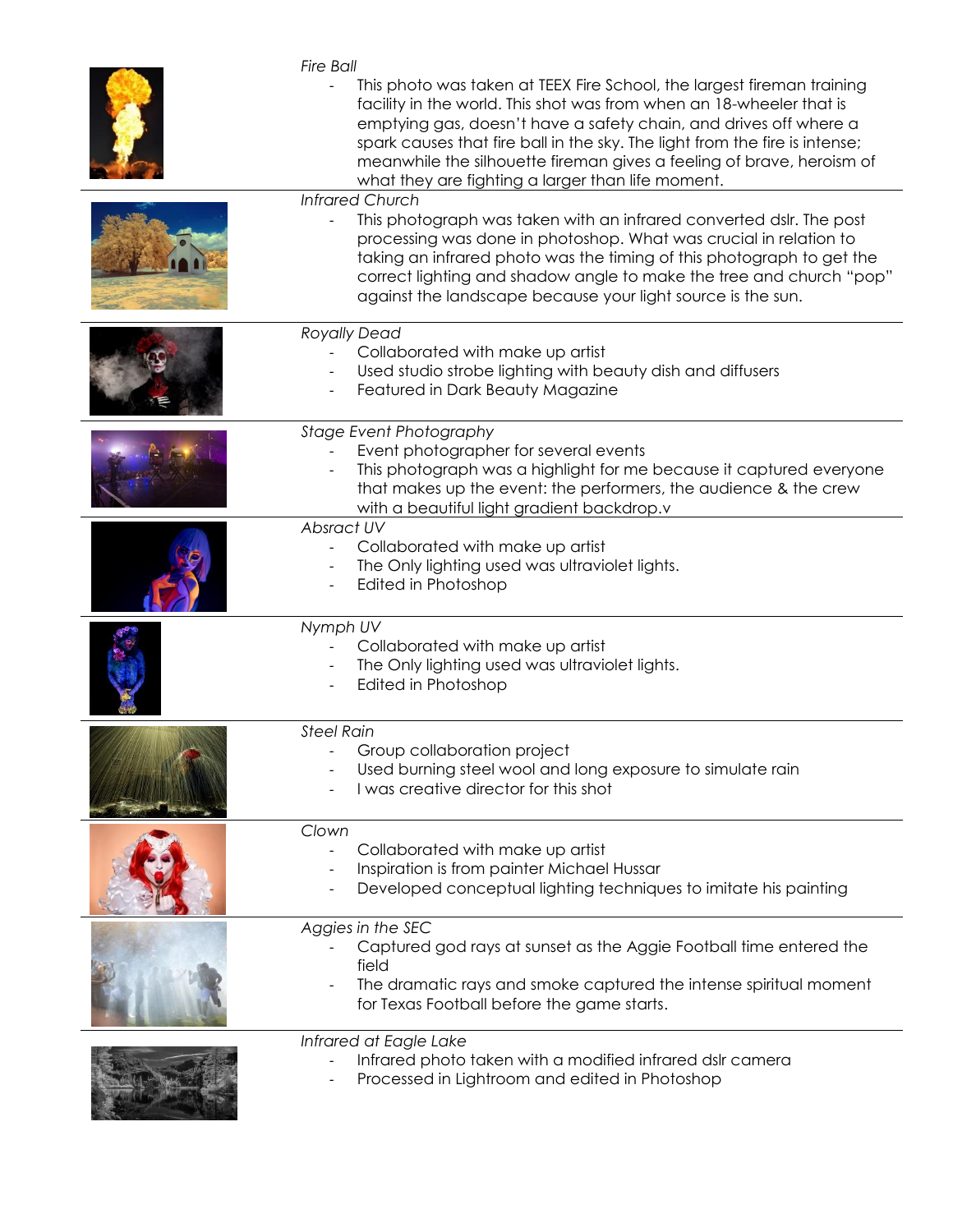*Fire Ball*

- This photo was taken at TEEX Fire School, the largest fireman training facility in the world. This shot was from when an 18-wheeler that is emptying gas, doesn't have a safety chain, and drives off where a spark causes that fire ball in the sky. The light from the fire is intense; meanwhile the silhouette fireman gives a feeling of brave, heroism of what they are fighting a larger than life moment.

*Infrared Church*

- This photograph was taken with an infrared converted dslr. The post processing was done in photoshop. What was crucial in relation to taking an infrared photo was the timing of this photograph to get the correct lighting and shadow angle to make the tree and church "pop" against the landscape because your light source is the sun.

*Royally Dead*

- Collaborated with make up artist
- Used studio strobe lighting with beauty dish and diffusers
- Featured in Dark Beauty Magazine

*Stage Event Photography*

- Event photographer for several events
- This photograph was a highlight for me because it captured everyone that makes up the event: the performers, the audience & the crew with a beautiful light gradient backdrop.v

*Absract UV*

- Collaborated with make up artist
- The Only lighting used was ultraviolet lights.
- Edited in Photoshop

*Nymph UV*

- Collaborated with make up artist
- The Only lighting used was ultraviolet lights.
- Edited in Photoshop

*Steel Rain*

- Group collaboration project
- Used burning steel wool and long exposure to simulate rain
- I was creative director for this shot

*Clown*

- Collaborated with make up artist
- Inspiration is from painter Michael Hussar
- Developed conceptual lighting techniques to imitate his painting

*Aggies in the SEC*

- Captured god rays at sunset as the Aggie Football time entered the field
- The dramatic rays and smoke captured the intense spiritual moment for Texas Football before the game starts.

*Infrared at Eagle Lake*

- Infrared photo taken with a modified infrared dslr camera
- Processed in Lightroom and edited in Photoshop